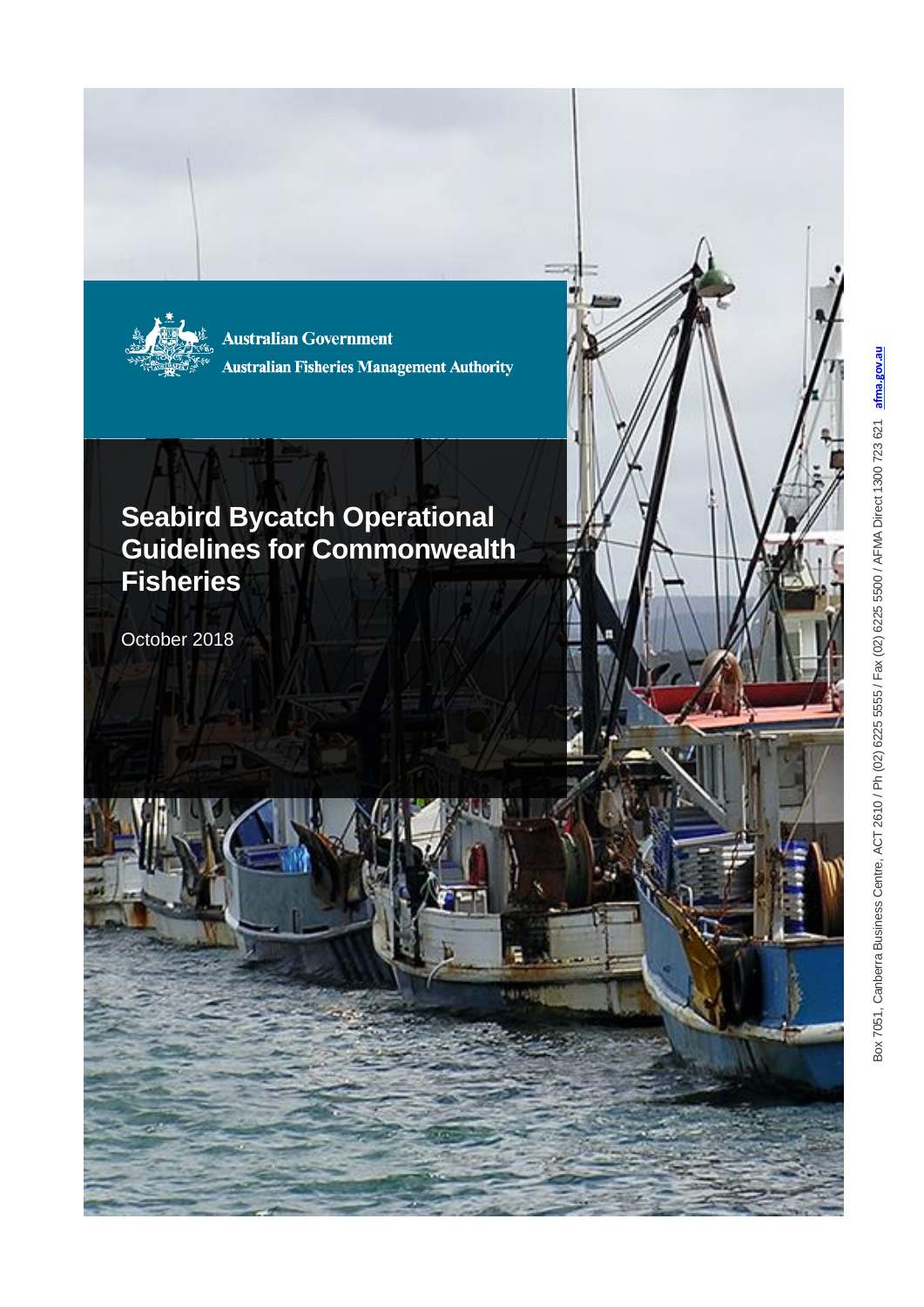Australian Government

Australian Fisheries Management Authority

# Seabird Bycatch Operational Guidelines for Commonwealth Fisheries

October 2018

Box 7051, Canberra Business Centre, ACT 2610 / Ph (02) 6225 5555 / Fax (02) 6225 5500 / AFMA Direct 1300 723 621 afma.gov.au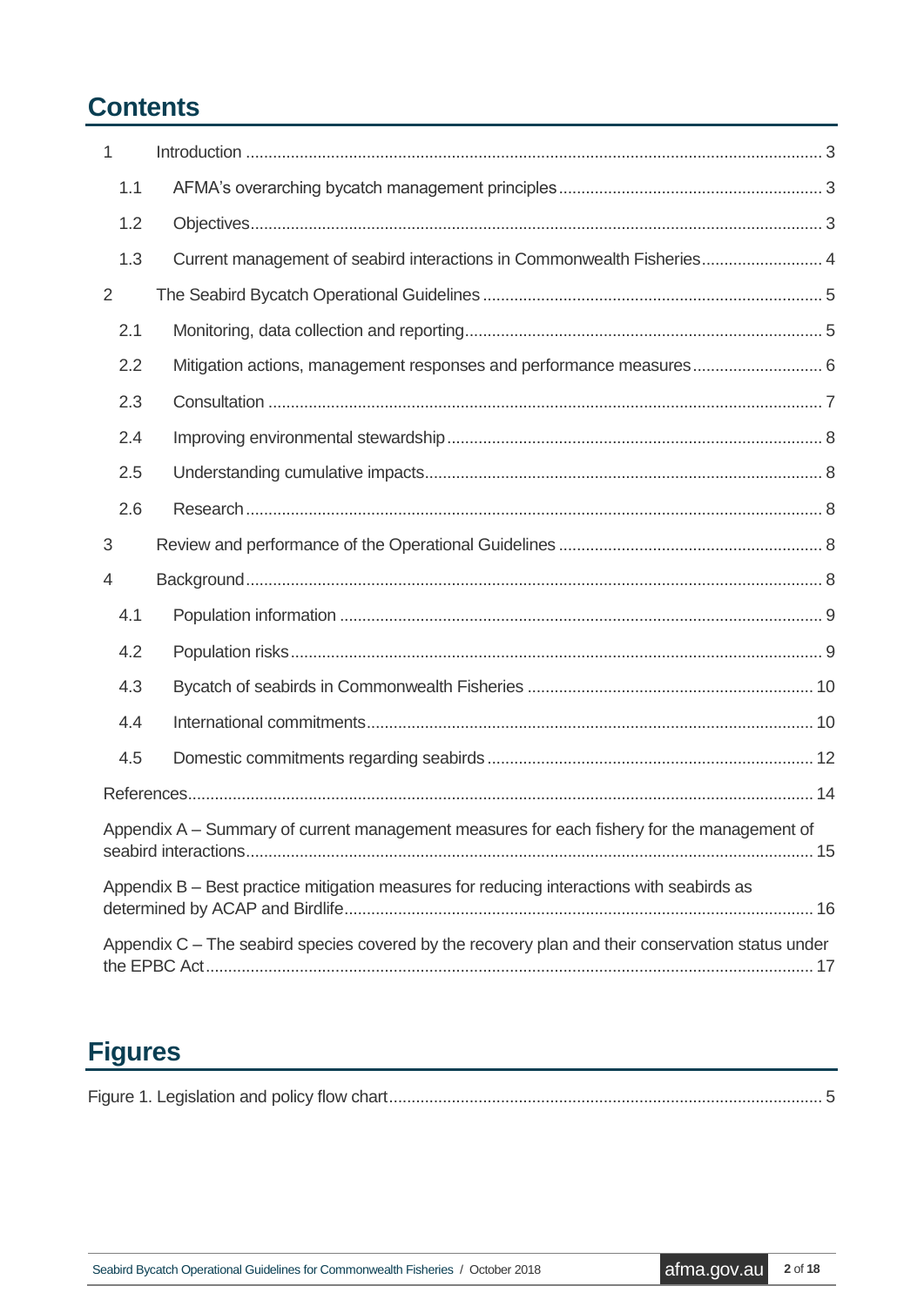# Contents

| | | |
|---|---|---|
| 1 | Introduction | 3 |
| 1.1 | AFMA's overarching bycatch management principles | 3 |
| 1.2 | Objectives | 3 |
| 1.3 | Current management of seabird interactions in Commonwealth Fisheries | 4 |
| 2 | The Seabird Bycatch Operational Guidelines | 5 |
| 2.1 | Monitoring, data collection and reporting | 5 |
| 2.2 | Mitigation actions, management responses and performance measures | 6 |
| 2.3 | Consultation | 7 |
| 2.4 | Improving environmental stewardship | 8 |
| 2.5 | Understanding cumulative impacts | 8 |
| 2.6 | Research | 8 |
| 3 | Review and performance of the Operational Guidelines | 8 |
| 4 | Background | 8 |
| 4.1 | Population information | 9 |
| 4.2 | Population risks | 9 |
| 4.3 | Bycatch of seabirds in Commonwealth Fisheries | 10 |
| 4.4 | International commitments | 10 |
| 4.5 | Domestic commitments regarding seabirds | 12 |
| | References | 14 |
| | Appendix A – Summary of current management measures for each fishery for the management of seabird interactions | 15 |
| | Appendix B – Best practice mitigation measures for reducing interactions with seabirds as determined by ACAP and Birdlife | 16 |
| | Appendix C – The seabird species covered by the recovery plan and their conservation status under the EPBC Act | 17 |

# Figures

Figure 1. Legislation and policy flow chart ........ 5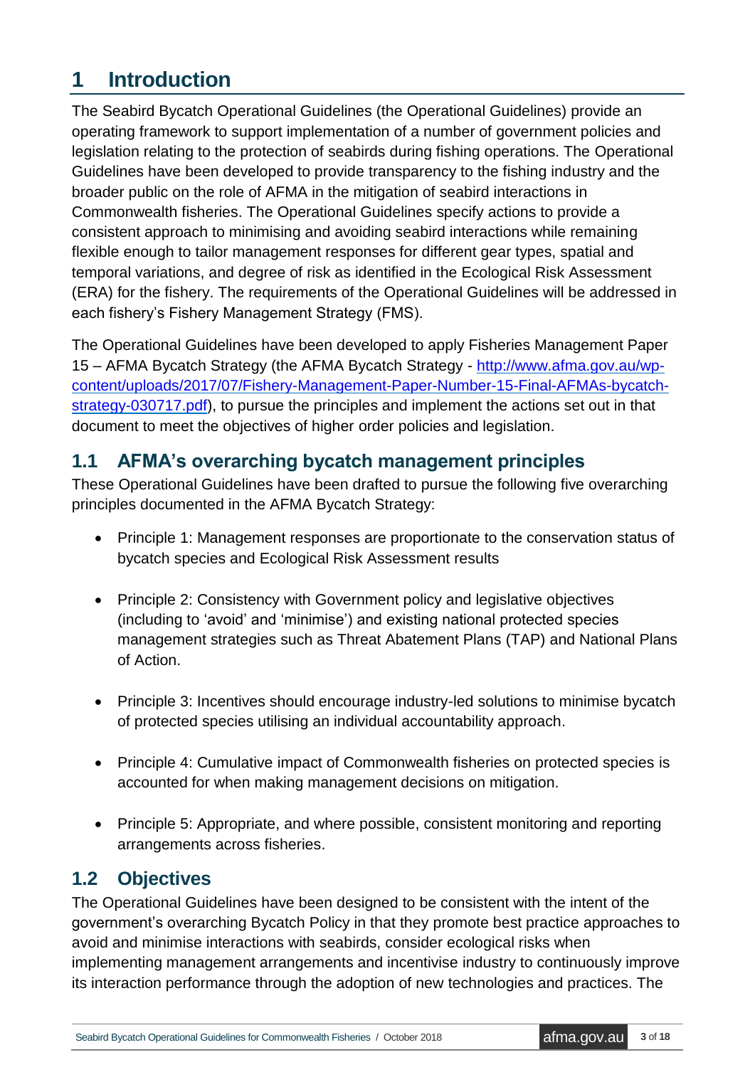# 1 Introduction

The Seabird Bycatch Operational Guidelines (the Operational Guidelines) provide an operating framework to support implementation of a number of government policies and legislation relating to the protection of seabirds during fishing operations. The Operational Guidelines have been developed to provide transparency to the fishing industry and the broader public on the role of AFMA in the mitigation of seabird interactions in Commonwealth fisheries. The Operational Guidelines specify actions to provide a consistent approach to minimising and avoiding seabird interactions while remaining flexible enough to tailor management responses for different gear types, spatial and temporal variations, and degree of risk as identified in the Ecological Risk Assessment (ERA) for the fishery. The requirements of the Operational Guidelines will be addressed in each fishery's Fishery Management Strategy (FMS).

The Operational Guidelines have been developed to apply Fisheries Management Paper 15 – AFMA Bycatch Strategy (the AFMA Bycatch Strategy - [http://www.afma.gov.au/wp-content/uploads/2017/07/Fishery-Management-Paper-Number-15-Final-AFMAs-bycatch-strategy-030717.pdf](http://www.afma.gov.au/wp-content/uploads/2017/07/Fishery-Management-Paper-Number-15-Final-AFMAs-bycatch-strategy-030717.pdf)), to pursue the principles and implement the actions set out in that document to meet the objectives of higher order policies and legislation.

## 1.1 AFMA's overarching bycatch management principles

These Operational Guidelines have been drafted to pursue the following five overarching principles documented in the AFMA Bycatch Strategy:

- Principle 1: Management responses are proportionate to the conservation status of bycatch species and Ecological Risk Assessment results
- Principle 2: Consistency with Government policy and legislative objectives (including to 'avoid' and 'minimise') and existing national protected species management strategies such as Threat Abatement Plans (TAP) and National Plans of Action.
- Principle 3: Incentives should encourage industry-led solutions to minimise bycatch of protected species utilising an individual accountability approach.
- Principle 4: Cumulative impact of Commonwealth fisheries on protected species is accounted for when making management decisions on mitigation.
- Principle 5: Appropriate, and where possible, consistent monitoring and reporting arrangements across fisheries.

## 1.2 Objectives

The Operational Guidelines have been designed to be consistent with the intent of the government's overarching Bycatch Policy in that they promote best practice approaches to avoid and minimise interactions with seabirds, consider ecological risks when implementing management arrangements and incentivise industry to continuously improve its interaction performance through the adoption of new technologies and practices. The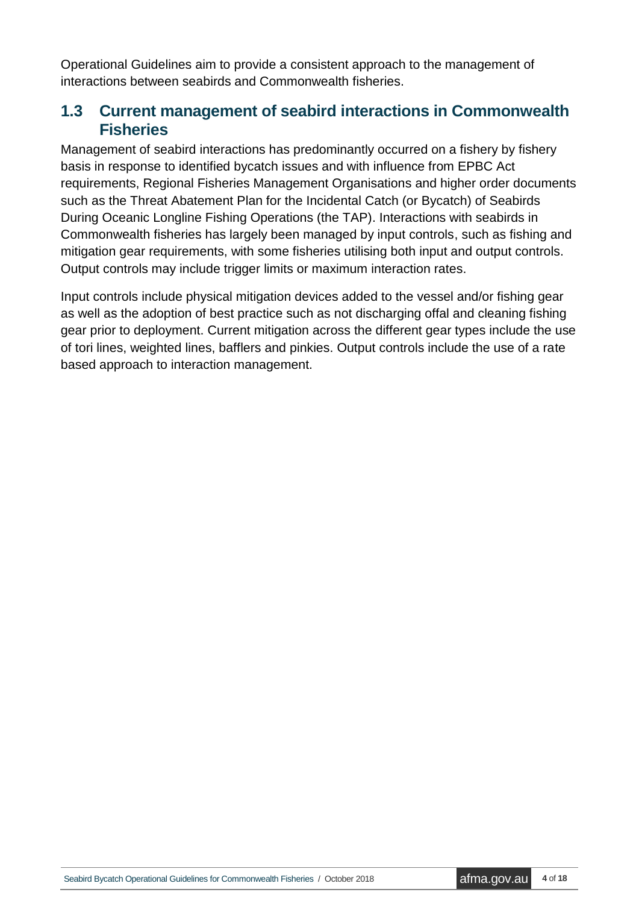Operational Guidelines aim to provide a consistent approach to the management of interactions between seabirds and Commonwealth fisheries.

## 1.3 Current management of seabird interactions in Commonwealth Fisheries

Management of seabird interactions has predominantly occurred on a fishery by fishery basis in response to identified bycatch issues and with influence from EPBC Act requirements, Regional Fisheries Management Organisations and higher order documents such as the Threat Abatement Plan for the Incidental Catch (or Bycatch) of Seabirds During Oceanic Longline Fishing Operations (the TAP). Interactions with seabirds in Commonwealth fisheries has largely been managed by input controls, such as fishing and mitigation gear requirements, with some fisheries utilising both input and output controls. Output controls may include trigger limits or maximum interaction rates.

Input controls include physical mitigation devices added to the vessel and/or fishing gear as well as the adoption of best practice such as not discharging offal and cleaning fishing gear prior to deployment. Current mitigation across the different gear types include the use of tori lines, weighted lines, bafflers and pinkies. Output controls include the use of a rate based approach to interaction management.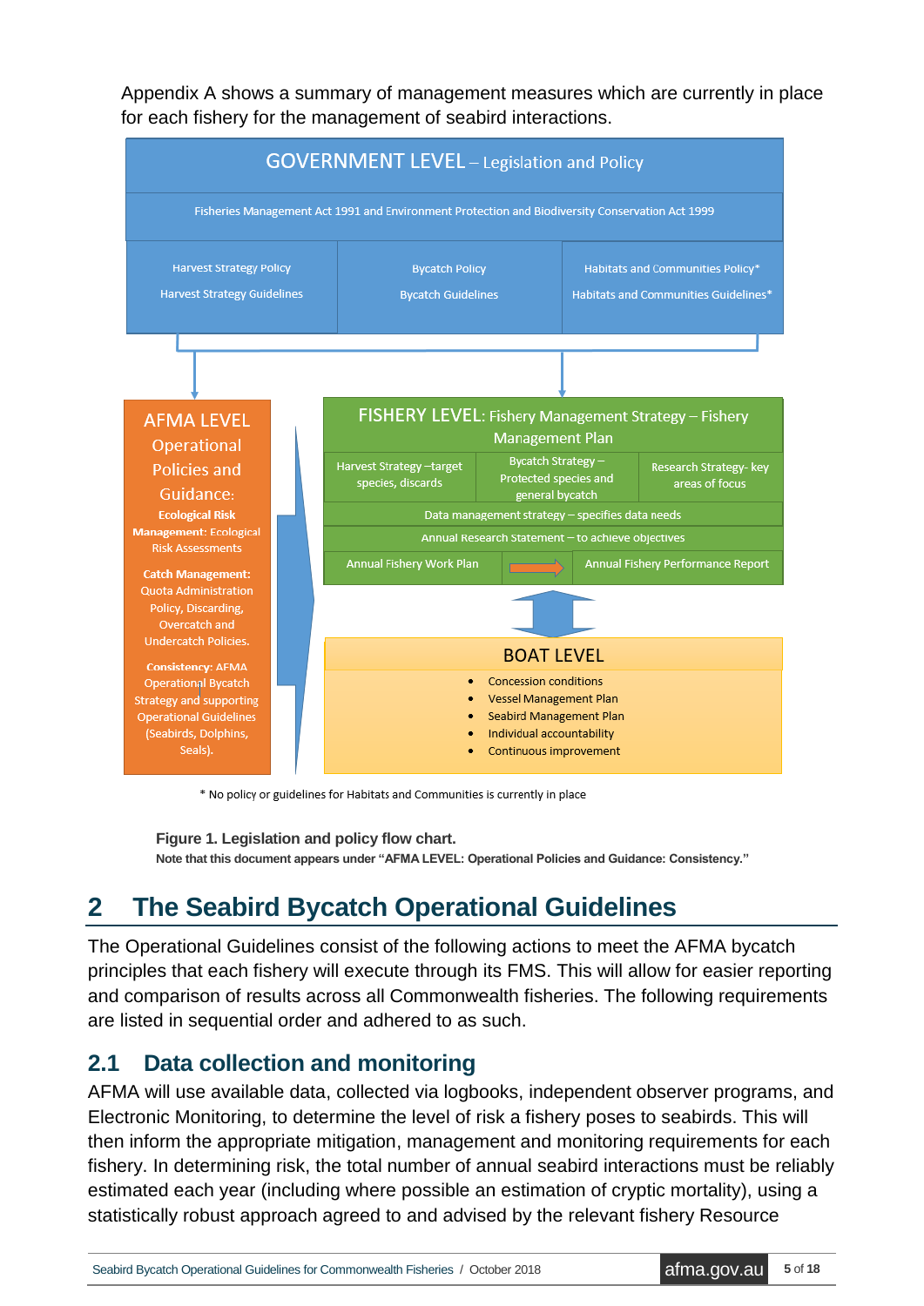Appendix A shows a summary of management measures which are currently in place for each fishery for the management of seabird interactions.

**GOVERNMENT LEVEL** – Legislation and Policy

Fisheries Management Act 1991 and Environment Protection and Biodiversity Conservation Act 1999

| Harvest Strategy Policy<br>Harvest Strategy Guidelines | Bycatch Policy<br>Bycatch Guidelines | Habitats and Communities Policy*<br>Habitats and Communities Guidelines* |
|---|---|---|

**AFMA LEVEL** Operational Policies and Guidance:

**Ecological Risk Management**: Ecological Risk Assessments

**Catch Management:** Quota Administration Policy, Discarding, Overcatch and Undercatch Policies.

**Consistency**: AFMA Operational Bycatch Strategy and supporting Operational Guidelines (Seabirds, Dolphins, Seals).

**FISHERY LEVEL**: Fishery Management Strategy – Fishery Management Plan

| Harvest Strategy –target species, discards | Bycatch Strategy – Protected species and general bycatch | Research Strategy- key areas of focus |
|---|---|---|

Data management strategy – specifies data needs

Annual Research Statement – to achieve objectives

Annual Fishery Work Plan → Annual Fishery Performance Report

**BOAT LEVEL**

- Concession conditions
- Vessel Management Plan
- Seabird Management Plan
- Individual accountability
- Continuous improvement

\* No policy or guidelines for Habitats and Communities is currently in place

**Figure 1. Legislation and policy flow chart.**

**Note that this document appears under "AFMA LEVEL: Operational Policies and Guidance: Consistency."**

# 2 The Seabird Bycatch Operational Guidelines

The Operational Guidelines consist of the following actions to meet the AFMA bycatch principles that each fishery will execute through its FMS. This will allow for easier reporting and comparison of results across all Commonwealth fisheries. The following requirements are listed in sequential order and adhered to as such.

## 2.1 Data collection and monitoring

AFMA will use available data, collected via logbooks, independent observer programs, and Electronic Monitoring, to determine the level of risk a fishery poses to seabirds. This will then inform the appropriate mitigation, management and monitoring requirements for each fishery. In determining risk, the total number of annual seabird interactions must be reliably estimated each year (including where possible an estimation of cryptic mortality), using a statistically robust approach agreed to and advised by the relevant fishery Resource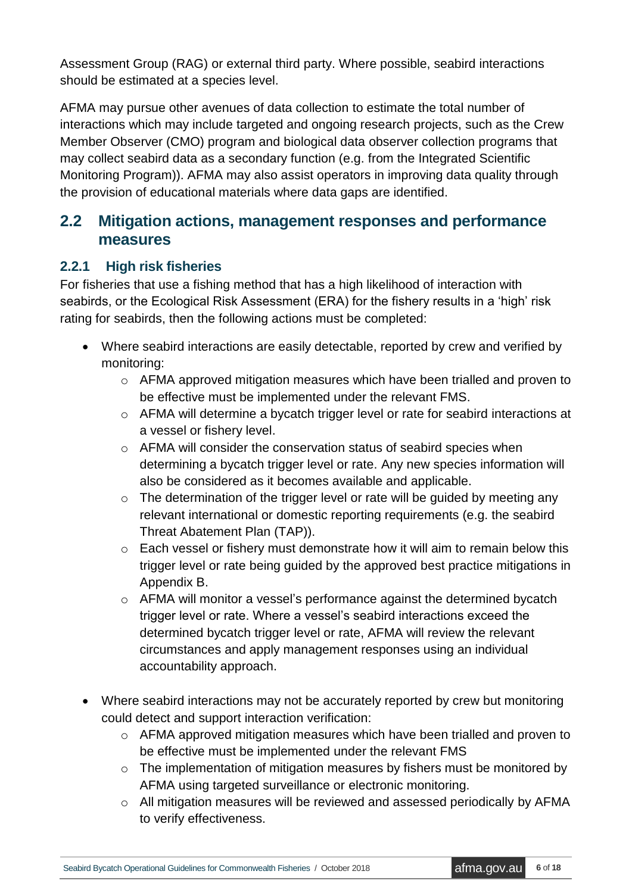Assessment Group (RAG) or external third party. Where possible, seabird interactions should be estimated at a species level.

AFMA may pursue other avenues of data collection to estimate the total number of interactions which may include targeted and ongoing research projects, such as the Crew Member Observer (CMO) program and biological data observer collection programs that may collect seabird data as a secondary function (e.g. from the Integrated Scientific Monitoring Program)). AFMA may also assist operators in improving data quality through the provision of educational materials where data gaps are identified.

## 2.2 Mitigation actions, management responses and performance measures

### 2.2.1 High risk fisheries

For fisheries that use a fishing method that has a high likelihood of interaction with seabirds, or the Ecological Risk Assessment (ERA) for the fishery results in a 'high' risk rating for seabirds, then the following actions must be completed:

- Where seabird interactions are easily detectable, reported by crew and verified by monitoring:
  - AFMA approved mitigation measures which have been trialled and proven to be effective must be implemented under the relevant FMS.
  - AFMA will determine a bycatch trigger level or rate for seabird interactions at a vessel or fishery level.
  - AFMA will consider the conservation status of seabird species when determining a bycatch trigger level or rate. Any new species information will also be considered as it becomes available and applicable.
  - The determination of the trigger level or rate will be guided by meeting any relevant international or domestic reporting requirements (e.g. the seabird Threat Abatement Plan (TAP)).
  - Each vessel or fishery must demonstrate how it will aim to remain below this trigger level or rate being guided by the approved best practice mitigations in Appendix B.
  - AFMA will monitor a vessel's performance against the determined bycatch trigger level or rate. Where a vessel's seabird interactions exceed the determined bycatch trigger level or rate, AFMA will review the relevant circumstances and apply management responses using an individual accountability approach.

- Where seabird interactions may not be accurately reported by crew but monitoring could detect and support interaction verification:
  - AFMA approved mitigation measures which have been trialled and proven to be effective must be implemented under the relevant FMS
  - The implementation of mitigation measures by fishers must be monitored by AFMA using targeted surveillance or electronic monitoring.
  - All mitigation measures will be reviewed and assessed periodically by AFMA to verify effectiveness.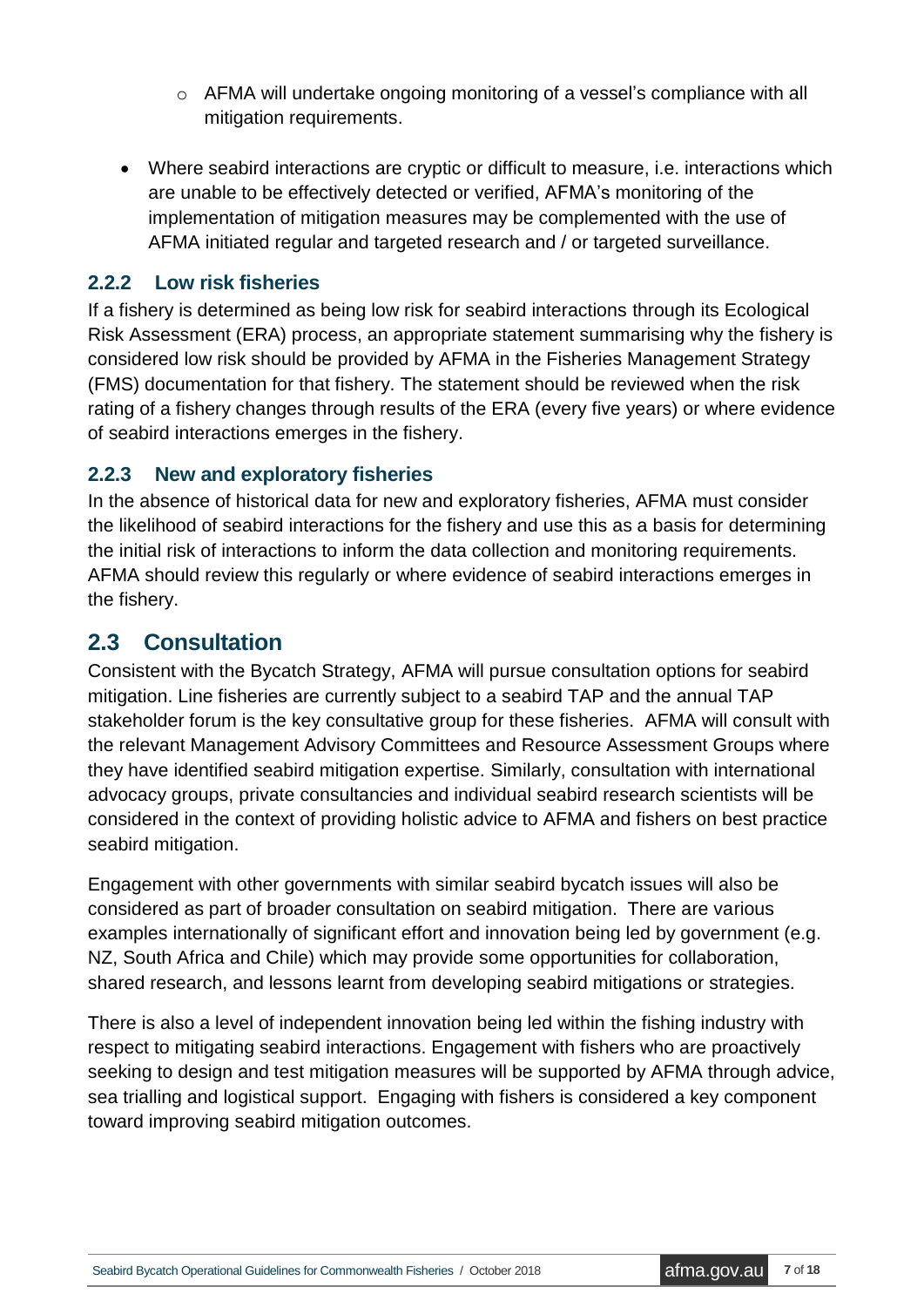- AFMA will undertake ongoing monitoring of a vessel's compliance with all mitigation requirements.

- Where seabird interactions are cryptic or difficult to measure, i.e. interactions which are unable to be effectively detected or verified, AFMA's monitoring of the implementation of mitigation measures may be complemented with the use of AFMA initiated regular and targeted research and / or targeted surveillance.

### 2.2.2 Low risk fisheries

If a fishery is determined as being low risk for seabird interactions through its Ecological Risk Assessment (ERA) process, an appropriate statement summarising why the fishery is considered low risk should be provided by AFMA in the Fisheries Management Strategy (FMS) documentation for that fishery. The statement should be reviewed when the risk rating of a fishery changes through results of the ERA (every five years) or where evidence of seabird interactions emerges in the fishery.

### 2.2.3 New and exploratory fisheries

In the absence of historical data for new and exploratory fisheries, AFMA must consider the likelihood of seabird interactions for the fishery and use this as a basis for determining the initial risk of interactions to inform the data collection and monitoring requirements. AFMA should review this regularly or where evidence of seabird interactions emerges in the fishery.

## 2.3 Consultation

Consistent with the Bycatch Strategy, AFMA will pursue consultation options for seabird mitigation. Line fisheries are currently subject to a seabird TAP and the annual TAP stakeholder forum is the key consultative group for these fisheries. AFMA will consult with the relevant Management Advisory Committees and Resource Assessment Groups where they have identified seabird mitigation expertise. Similarly, consultation with international advocacy groups, private consultancies and individual seabird research scientists will be considered in the context of providing holistic advice to AFMA and fishers on best practice seabird mitigation.

Engagement with other governments with similar seabird bycatch issues will also be considered as part of broader consultation on seabird mitigation. There are various examples internationally of significant effort and innovation being led by government (e.g. NZ, South Africa and Chile) which may provide some opportunities for collaboration, shared research, and lessons learnt from developing seabird mitigations or strategies.

There is also a level of independent innovation being led within the fishing industry with respect to mitigating seabird interactions. Engagement with fishers who are proactively seeking to design and test mitigation measures will be supported by AFMA through advice, sea trialling and logistical support. Engaging with fishers is considered a key component toward improving seabird mitigation outcomes.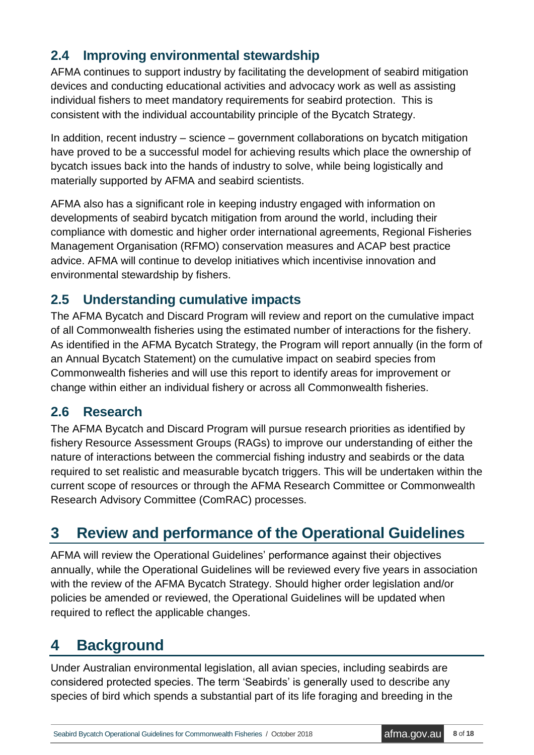## 2.4 Improving environmental stewardship

AFMA continues to support industry by facilitating the development of seabird mitigation devices and conducting educational activities and advocacy work as well as assisting individual fishers to meet mandatory requirements for seabird protection. This is consistent with the individual accountability principle of the Bycatch Strategy.

In addition, recent industry – science – government collaborations on bycatch mitigation have proved to be a successful model for achieving results which place the ownership of bycatch issues back into the hands of industry to solve, while being logistically and materially supported by AFMA and seabird scientists.

AFMA also has a significant role in keeping industry engaged with information on developments of seabird bycatch mitigation from around the world, including their compliance with domestic and higher order international agreements, Regional Fisheries Management Organisation (RFMO) conservation measures and ACAP best practice advice. AFMA will continue to develop initiatives which incentivise innovation and environmental stewardship by fishers.

## 2.5 Understanding cumulative impacts

The AFMA Bycatch and Discard Program will review and report on the cumulative impact of all Commonwealth fisheries using the estimated number of interactions for the fishery. As identified in the AFMA Bycatch Strategy, the Program will report annually (in the form of an Annual Bycatch Statement) on the cumulative impact on seabird species from Commonwealth fisheries and will use this report to identify areas for improvement or change within either an individual fishery or across all Commonwealth fisheries.

## 2.6 Research

The AFMA Bycatch and Discard Program will pursue research priorities as identified by fishery Resource Assessment Groups (RAGs) to improve our understanding of either the nature of interactions between the commercial fishing industry and seabirds or the data required to set realistic and measurable bycatch triggers. This will be undertaken within the current scope of resources or through the AFMA Research Committee or Commonwealth Research Advisory Committee (ComRAC) processes.

# 3 Review and performance of the Operational Guidelines

AFMA will review the Operational Guidelines' performance against their objectives annually, while the Operational Guidelines will be reviewed every five years in association with the review of the AFMA Bycatch Strategy. Should higher order legislation and/or policies be amended or reviewed, the Operational Guidelines will be updated when required to reflect the applicable changes.

# 4 Background

Under Australian environmental legislation, all avian species, including seabirds are considered protected species. The term 'Seabirds' is generally used to describe any species of bird which spends a substantial part of its life foraging and breeding in the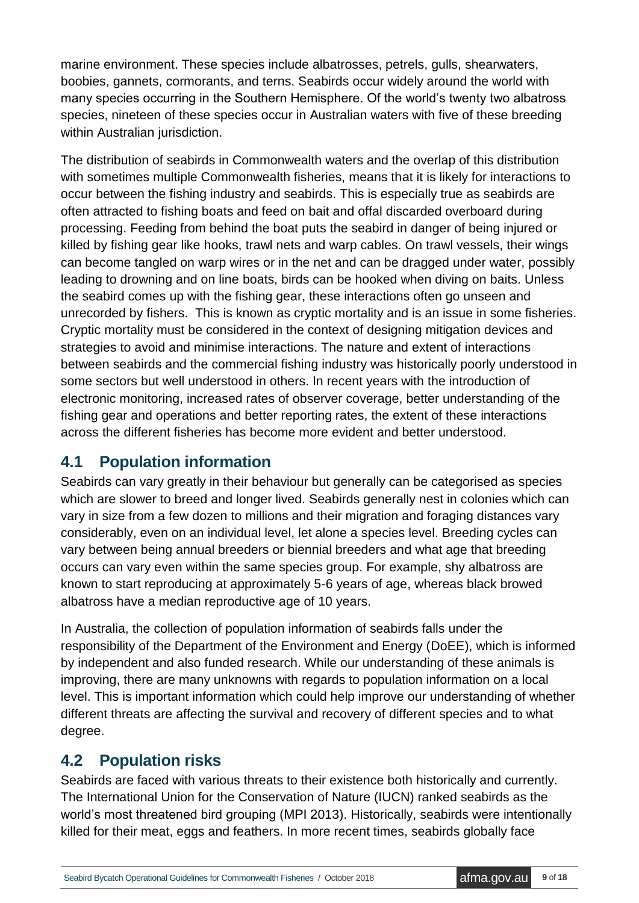marine environment. These species include albatrosses, petrels, gulls, shearwaters, boobies, gannets, cormorants, and terns. Seabirds occur widely around the world with many species occurring in the Southern Hemisphere. Of the world's twenty two albatross species, nineteen of these species occur in Australian waters with five of these breeding within Australian jurisdiction.

The distribution of seabirds in Commonwealth waters and the overlap of this distribution with sometimes multiple Commonwealth fisheries, means that it is likely for interactions to occur between the fishing industry and seabirds. This is especially true as seabirds are often attracted to fishing boats and feed on bait and offal discarded overboard during processing. Feeding from behind the boat puts the seabird in danger of being injured or killed by fishing gear like hooks, trawl nets and warp cables. On trawl vessels, their wings can become tangled on warp wires or in the net and can be dragged under water, possibly leading to drowning and on line boats, birds can be hooked when diving on baits. Unless the seabird comes up with the fishing gear, these interactions often go unseen and unrecorded by fishers. This is known as cryptic mortality and is an issue in some fisheries. Cryptic mortality must be considered in the context of designing mitigation devices and strategies to avoid and minimise interactions. The nature and extent of interactions between seabirds and the commercial fishing industry was historically poorly understood in some sectors but well understood in others. In recent years with the introduction of electronic monitoring, increased rates of observer coverage, better understanding of the fishing gear and operations and better reporting rates, the extent of these interactions across the different fisheries has become more evident and better understood.

## 4.1 Population information

Seabirds can vary greatly in their behaviour but generally can be categorised as species which are slower to breed and longer lived. Seabirds generally nest in colonies which can vary in size from a few dozen to millions and their migration and foraging distances vary considerably, even on an individual level, let alone a species level. Breeding cycles can vary between being annual breeders or biennial breeders and what age that breeding occurs can vary even within the same species group. For example, shy albatross are known to start reproducing at approximately 5-6 years of age, whereas black browed albatross have a median reproductive age of 10 years.

In Australia, the collection of population information of seabirds falls under the responsibility of the Department of the Environment and Energy (DoEE), which is informed by independent and also funded research. While our understanding of these animals is improving, there are many unknowns with regards to population information on a local level. This is important information which could help improve our understanding of whether different threats are affecting the survival and recovery of different species and to what degree.

## 4.2 Population risks

Seabirds are faced with various threats to their existence both historically and currently. The International Union for the Conservation of Nature (IUCN) ranked seabirds as the world's most threatened bird grouping (MPI 2013). Historically, seabirds were intentionally killed for their meat, eggs and feathers. In more recent times, seabirds globally face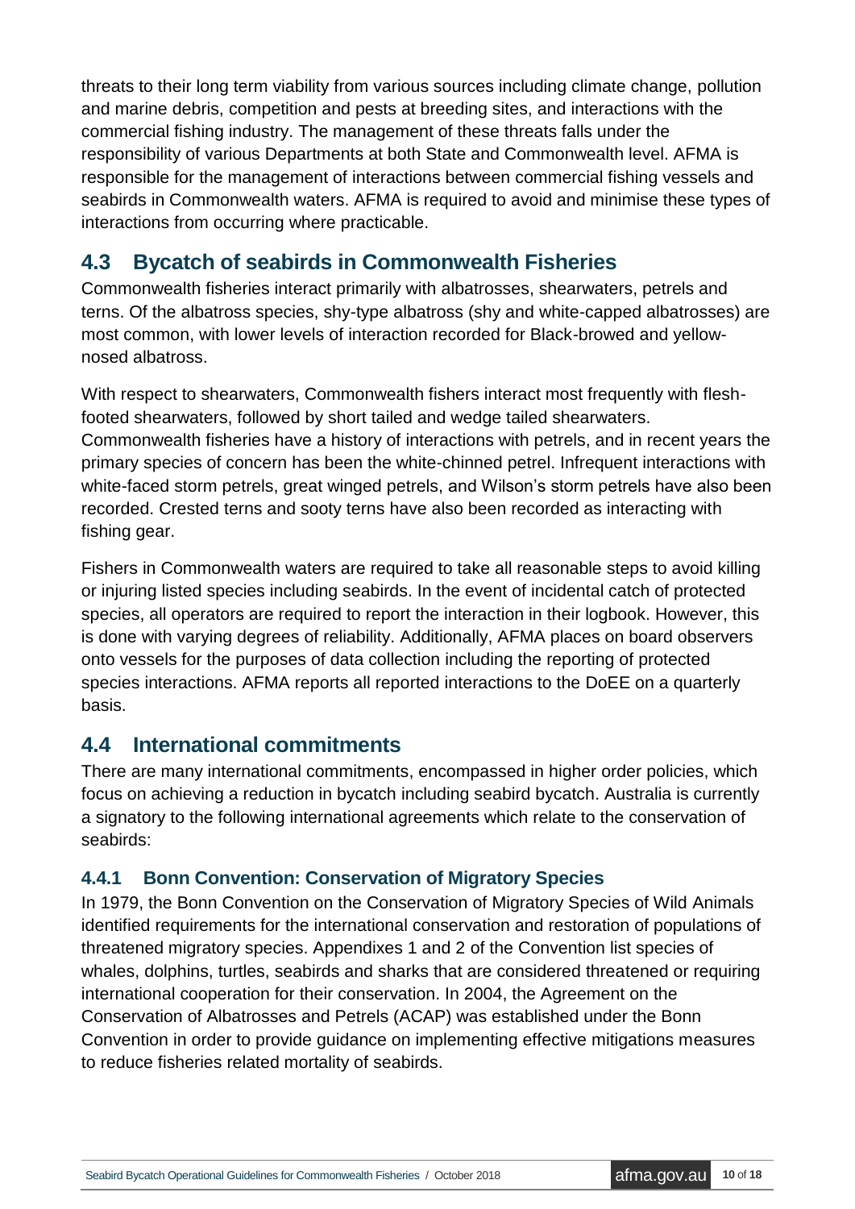threats to their long term viability from various sources including climate change, pollution and marine debris, competition and pests at breeding sites, and interactions with the commercial fishing industry. The management of these threats falls under the responsibility of various Departments at both State and Commonwealth level. AFMA is responsible for the management of interactions between commercial fishing vessels and seabirds in Commonwealth waters. AFMA is required to avoid and minimise these types of interactions from occurring where practicable.

## 4.3 Bycatch of seabirds in Commonwealth Fisheries

Commonwealth fisheries interact primarily with albatrosses, shearwaters, petrels and terns. Of the albatross species, shy-type albatross (shy and white-capped albatrosses) are most common, with lower levels of interaction recorded for Black-browed and yellow-nosed albatross.

With respect to shearwaters, Commonwealth fishers interact most frequently with flesh-footed shearwaters, followed by short tailed and wedge tailed shearwaters. Commonwealth fisheries have a history of interactions with petrels, and in recent years the primary species of concern has been the white-chinned petrel. Infrequent interactions with white-faced storm petrels, great winged petrels, and Wilson's storm petrels have also been recorded. Crested terns and sooty terns have also been recorded as interacting with fishing gear.

Fishers in Commonwealth waters are required to take all reasonable steps to avoid killing or injuring listed species including seabirds. In the event of incidental catch of protected species, all operators are required to report the interaction in their logbook. However, this is done with varying degrees of reliability. Additionally, AFMA places on board observers onto vessels for the purposes of data collection including the reporting of protected species interactions. AFMA reports all reported interactions to the DoEE on a quarterly basis.

## 4.4 International commitments

There are many international commitments, encompassed in higher order policies, which focus on achieving a reduction in bycatch including seabird bycatch. Australia is currently a signatory to the following international agreements which relate to the conservation of seabirds:

### 4.4.1 Bonn Convention: Conservation of Migratory Species

In 1979, the Bonn Convention on the Conservation of Migratory Species of Wild Animals identified requirements for the international conservation and restoration of populations of threatened migratory species. Appendixes 1 and 2 of the Convention list species of whales, dolphins, turtles, seabirds and sharks that are considered threatened or requiring international cooperation for their conservation. In 2004, the Agreement on the Conservation of Albatrosses and Petrels (ACAP) was established under the Bonn Convention in order to provide guidance on implementing effective mitigations measures to reduce fisheries related mortality of seabirds.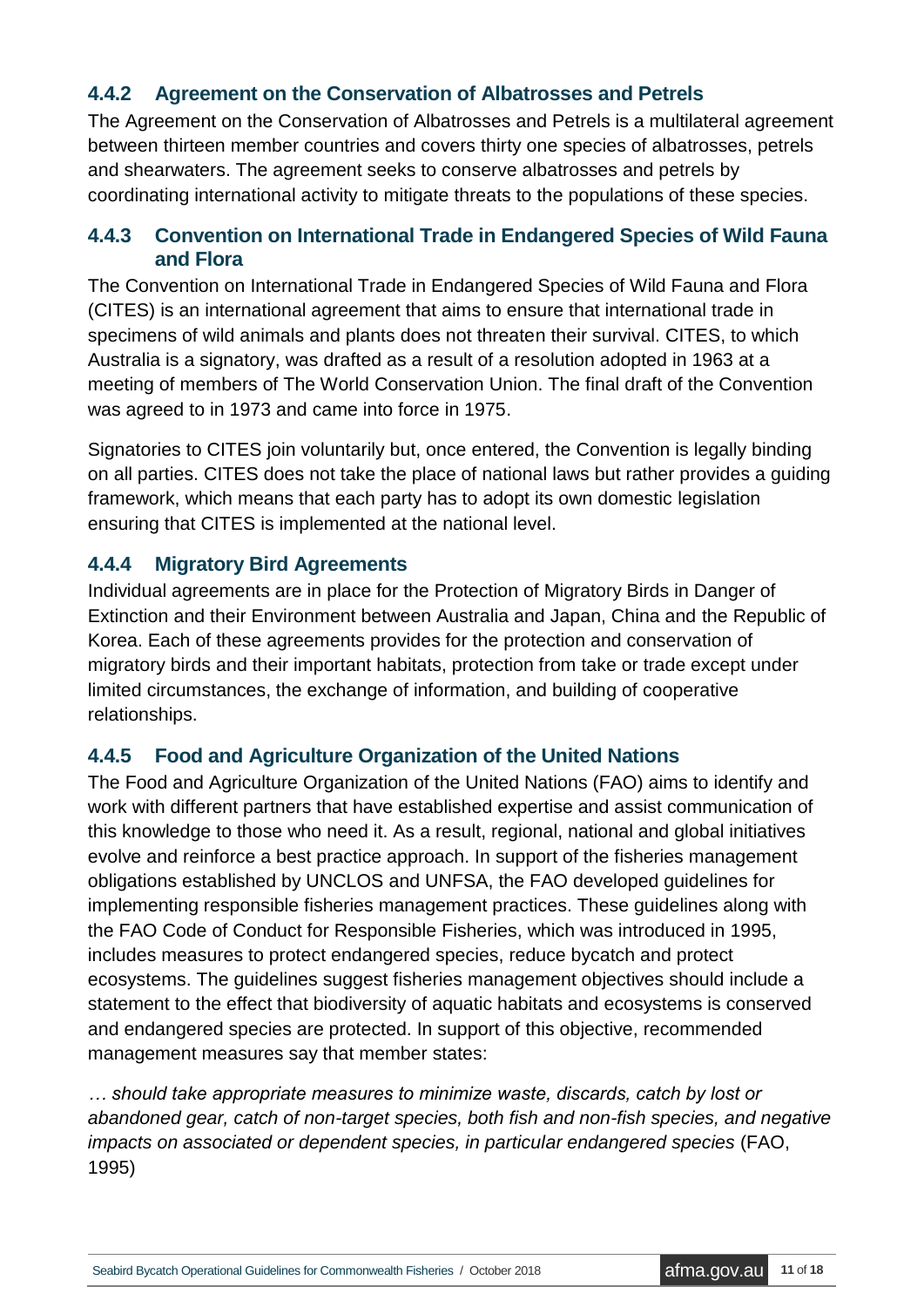### 4.4.2 Agreement on the Conservation of Albatrosses and Petrels

The Agreement on the Conservation of Albatrosses and Petrels is a multilateral agreement between thirteen member countries and covers thirty one species of albatrosses, petrels and shearwaters. The agreement seeks to conserve albatrosses and petrels by coordinating international activity to mitigate threats to the populations of these species.

### 4.4.3 Convention on International Trade in Endangered Species of Wild Fauna and Flora

The Convention on International Trade in Endangered Species of Wild Fauna and Flora (CITES) is an international agreement that aims to ensure that international trade in specimens of wild animals and plants does not threaten their survival. CITES, to which Australia is a signatory, was drafted as a result of a resolution adopted in 1963 at a meeting of members of The World Conservation Union. The final draft of the Convention was agreed to in 1973 and came into force in 1975.

Signatories to CITES join voluntarily but, once entered, the Convention is legally binding on all parties. CITES does not take the place of national laws but rather provides a guiding framework, which means that each party has to adopt its own domestic legislation ensuring that CITES is implemented at the national level.

### 4.4.4 Migratory Bird Agreements

Individual agreements are in place for the Protection of Migratory Birds in Danger of Extinction and their Environment between Australia and Japan, China and the Republic of Korea. Each of these agreements provides for the protection and conservation of migratory birds and their important habitats, protection from take or trade except under limited circumstances, the exchange of information, and building of cooperative relationships.

### 4.4.5 Food and Agriculture Organization of the United Nations

The Food and Agriculture Organization of the United Nations (FAO) aims to identify and work with different partners that have established expertise and assist communication of this knowledge to those who need it. As a result, regional, national and global initiatives evolve and reinforce a best practice approach. In support of the fisheries management obligations established by UNCLOS and UNFSA, the FAO developed guidelines for implementing responsible fisheries management practices. These guidelines along with the FAO Code of Conduct for Responsible Fisheries, which was introduced in 1995, includes measures to protect endangered species, reduce bycatch and protect ecosystems. The guidelines suggest fisheries management objectives should include a statement to the effect that biodiversity of aquatic habitats and ecosystems is conserved and endangered species are protected. In support of this objective, recommended management measures say that member states:

*… should take appropriate measures to minimize waste, discards, catch by lost or abandoned gear, catch of non-target species, both fish and non-fish species, and negative impacts on associated or dependent species, in particular endangered species* (FAO, 1995)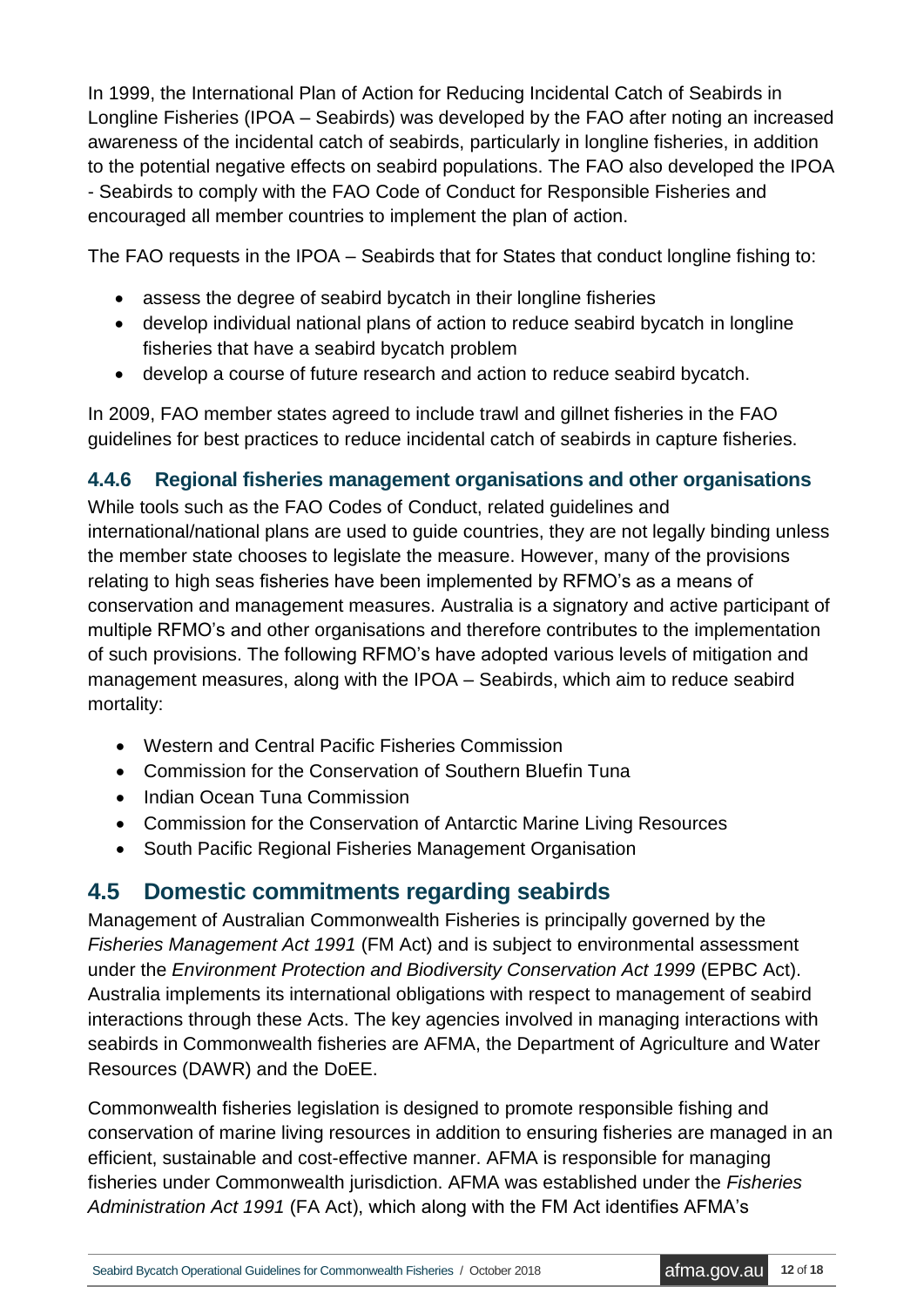In 1999, the International Plan of Action for Reducing Incidental Catch of Seabirds in Longline Fisheries (IPOA – Seabirds) was developed by the FAO after noting an increased awareness of the incidental catch of seabirds, particularly in longline fisheries, in addition to the potential negative effects on seabird populations. The FAO also developed the IPOA - Seabirds to comply with the FAO Code of Conduct for Responsible Fisheries and encouraged all member countries to implement the plan of action.

The FAO requests in the IPOA – Seabirds that for States that conduct longline fishing to:

- assess the degree of seabird bycatch in their longline fisheries
- develop individual national plans of action to reduce seabird bycatch in longline fisheries that have a seabird bycatch problem
- develop a course of future research and action to reduce seabird bycatch.

In 2009, FAO member states agreed to include trawl and gillnet fisheries in the FAO guidelines for best practices to reduce incidental catch of seabirds in capture fisheries.

### 4.4.6 Regional fisheries management organisations and other organisations

While tools such as the FAO Codes of Conduct, related guidelines and international/national plans are used to guide countries, they are not legally binding unless the member state chooses to legislate the measure. However, many of the provisions relating to high seas fisheries have been implemented by RFMO's as a means of conservation and management measures. Australia is a signatory and active participant of multiple RFMO's and other organisations and therefore contributes to the implementation of such provisions. The following RFMO's have adopted various levels of mitigation and management measures, along with the IPOA – Seabirds, which aim to reduce seabird mortality:

- Western and Central Pacific Fisheries Commission
- Commission for the Conservation of Southern Bluefin Tuna
- Indian Ocean Tuna Commission
- Commission for the Conservation of Antarctic Marine Living Resources
- South Pacific Regional Fisheries Management Organisation

## 4.5 Domestic commitments regarding seabirds

Management of Australian Commonwealth Fisheries is principally governed by the *Fisheries Management Act 1991* (FM Act) and is subject to environmental assessment under the *Environment Protection and Biodiversity Conservation Act 1999* (EPBC Act). Australia implements its international obligations with respect to management of seabird interactions through these Acts. The key agencies involved in managing interactions with seabirds in Commonwealth fisheries are AFMA, the Department of Agriculture and Water Resources (DAWR) and the DoEE.

Commonwealth fisheries legislation is designed to promote responsible fishing and conservation of marine living resources in addition to ensuring fisheries are managed in an efficient, sustainable and cost-effective manner. AFMA is responsible for managing fisheries under Commonwealth jurisdiction. AFMA was established under the *Fisheries Administration Act 1991* (FA Act), which along with the FM Act identifies AFMA's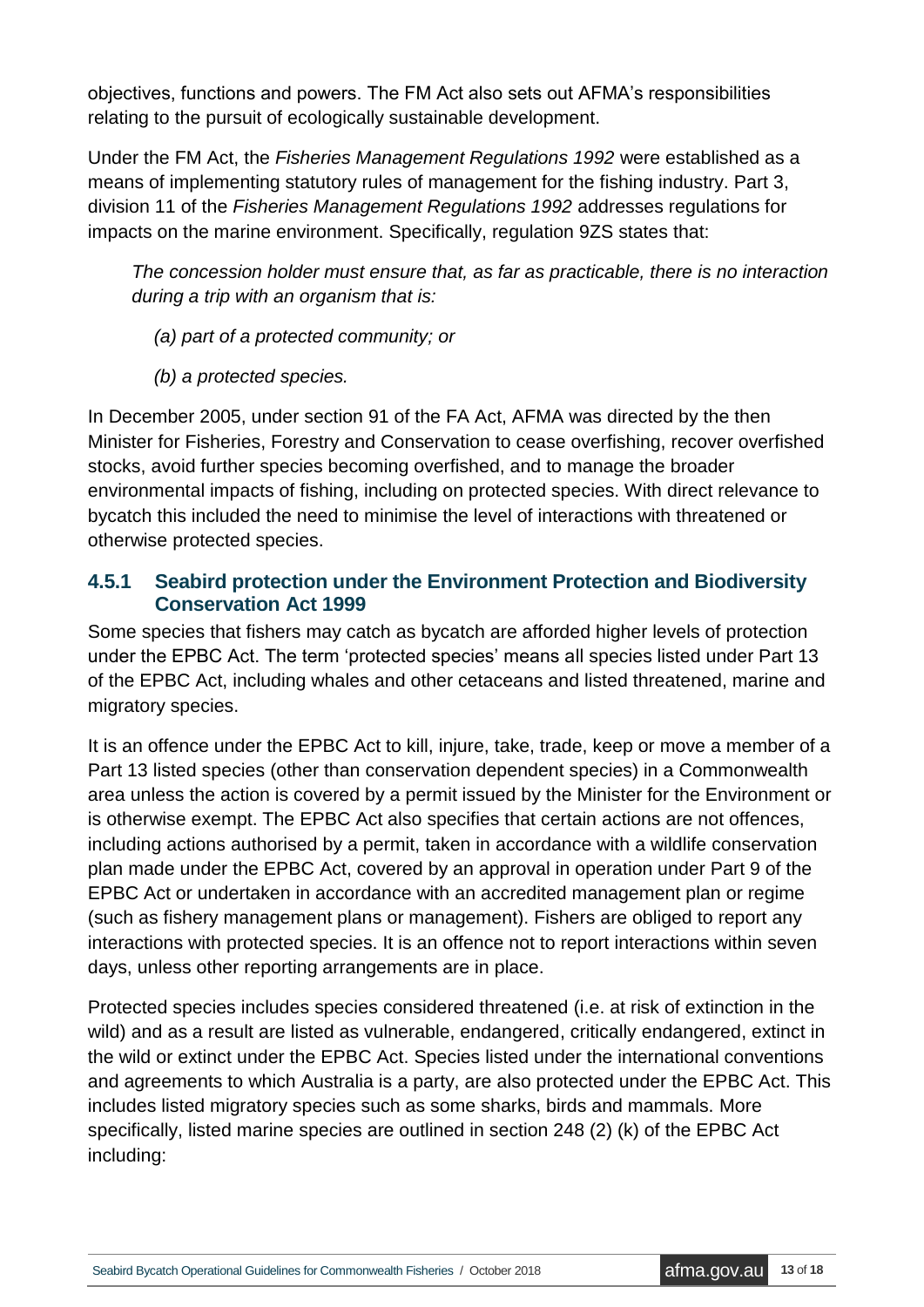objectives, functions and powers. The FM Act also sets out AFMA's responsibilities relating to the pursuit of ecologically sustainable development.

Under the FM Act, the *Fisheries Management Regulations 1992* were established as a means of implementing statutory rules of management for the fishing industry. Part 3, division 11 of the *Fisheries Management Regulations 1992* addresses regulations for impacts on the marine environment. Specifically, regulation 9ZS states that:

> *The concession holder must ensure that, as far as practicable, there is no interaction during a trip with an organism that is:*
>
> *(a) part of a protected community; or*
>
> *(b) a protected species.*

In December 2005, under section 91 of the FA Act, AFMA was directed by the then Minister for Fisheries, Forestry and Conservation to cease overfishing, recover overfished stocks, avoid further species becoming overfished, and to manage the broader environmental impacts of fishing, including on protected species. With direct relevance to bycatch this included the need to minimise the level of interactions with threatened or otherwise protected species.

### 4.5.1 Seabird protection under the Environment Protection and Biodiversity Conservation Act 1999

Some species that fishers may catch as bycatch are afforded higher levels of protection under the EPBC Act. The term 'protected species' means all species listed under Part 13 of the EPBC Act, including whales and other cetaceans and listed threatened, marine and migratory species.

It is an offence under the EPBC Act to kill, injure, take, trade, keep or move a member of a Part 13 listed species (other than conservation dependent species) in a Commonwealth area unless the action is covered by a permit issued by the Minister for the Environment or is otherwise exempt. The EPBC Act also specifies that certain actions are not offences, including actions authorised by a permit, taken in accordance with a wildlife conservation plan made under the EPBC Act, covered by an approval in operation under Part 9 of the EPBC Act or undertaken in accordance with an accredited management plan or regime (such as fishery management plans or management). Fishers are obliged to report any interactions with protected species. It is an offence not to report interactions within seven days, unless other reporting arrangements are in place.

Protected species includes species considered threatened (i.e. at risk of extinction in the wild) and as a result are listed as vulnerable, endangered, critically endangered, extinct in the wild or extinct under the EPBC Act. Species listed under the international conventions and agreements to which Australia is a party, are also protected under the EPBC Act. This includes listed migratory species such as some sharks, birds and mammals. More specifically, listed marine species are outlined in section 248 (2) (k) of the EPBC Act including: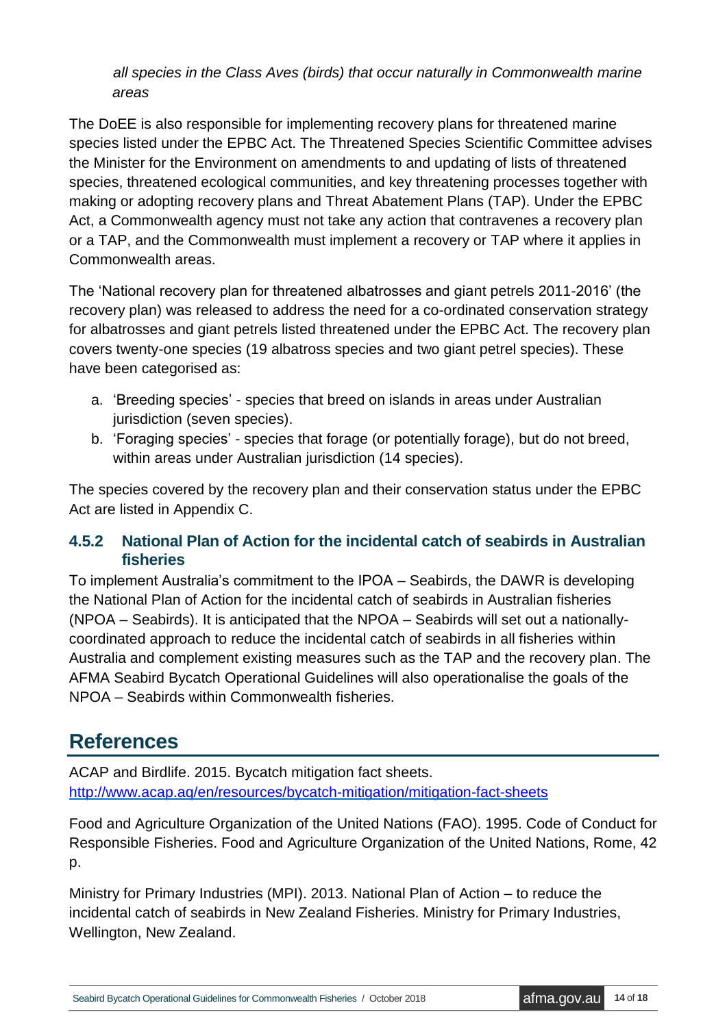*all species in the Class Aves (birds) that occur naturally in Commonwealth marine areas*

The DoEE is also responsible for implementing recovery plans for threatened marine species listed under the EPBC Act. The Threatened Species Scientific Committee advises the Minister for the Environment on amendments to and updating of lists of threatened species, threatened ecological communities, and key threatening processes together with making or adopting recovery plans and Threat Abatement Plans (TAP). Under the EPBC Act, a Commonwealth agency must not take any action that contravenes a recovery plan or a TAP, and the Commonwealth must implement a recovery or TAP where it applies in Commonwealth areas.

The 'National recovery plan for threatened albatrosses and giant petrels 2011-2016' (the recovery plan) was released to address the need for a co-ordinated conservation strategy for albatrosses and giant petrels listed threatened under the EPBC Act. The recovery plan covers twenty-one species (19 albatross species and two giant petrel species). These have been categorised as:

a. 'Breeding species' - species that breed on islands in areas under Australian jurisdiction (seven species).
b. 'Foraging species' - species that forage (or potentially forage), but do not breed, within areas under Australian jurisdiction (14 species).

The species covered by the recovery plan and their conservation status under the EPBC Act are listed in Appendix C.

### 4.5.2 National Plan of Action for the incidental catch of seabirds in Australian fisheries

To implement Australia's commitment to the IPOA – Seabirds, the DAWR is developing the National Plan of Action for the incidental catch of seabirds in Australian fisheries (NPOA – Seabirds). It is anticipated that the NPOA – Seabirds will set out a nationally-coordinated approach to reduce the incidental catch of seabirds in all fisheries within Australia and complement existing measures such as the TAP and the recovery plan. The AFMA Seabird Bycatch Operational Guidelines will also operationalise the goals of the NPOA – Seabirds within Commonwealth fisheries.

# References

ACAP and Birdlife. 2015. Bycatch mitigation fact sheets. http://www.acap.aq/en/resources/bycatch-mitigation/mitigation-fact-sheets

Food and Agriculture Organization of the United Nations (FAO). 1995. Code of Conduct for Responsible Fisheries. Food and Agriculture Organization of the United Nations, Rome, 42 p.

Ministry for Primary Industries (MPI). 2013. National Plan of Action – to reduce the incidental catch of seabirds in New Zealand Fisheries. Ministry for Primary Industries, Wellington, New Zealand.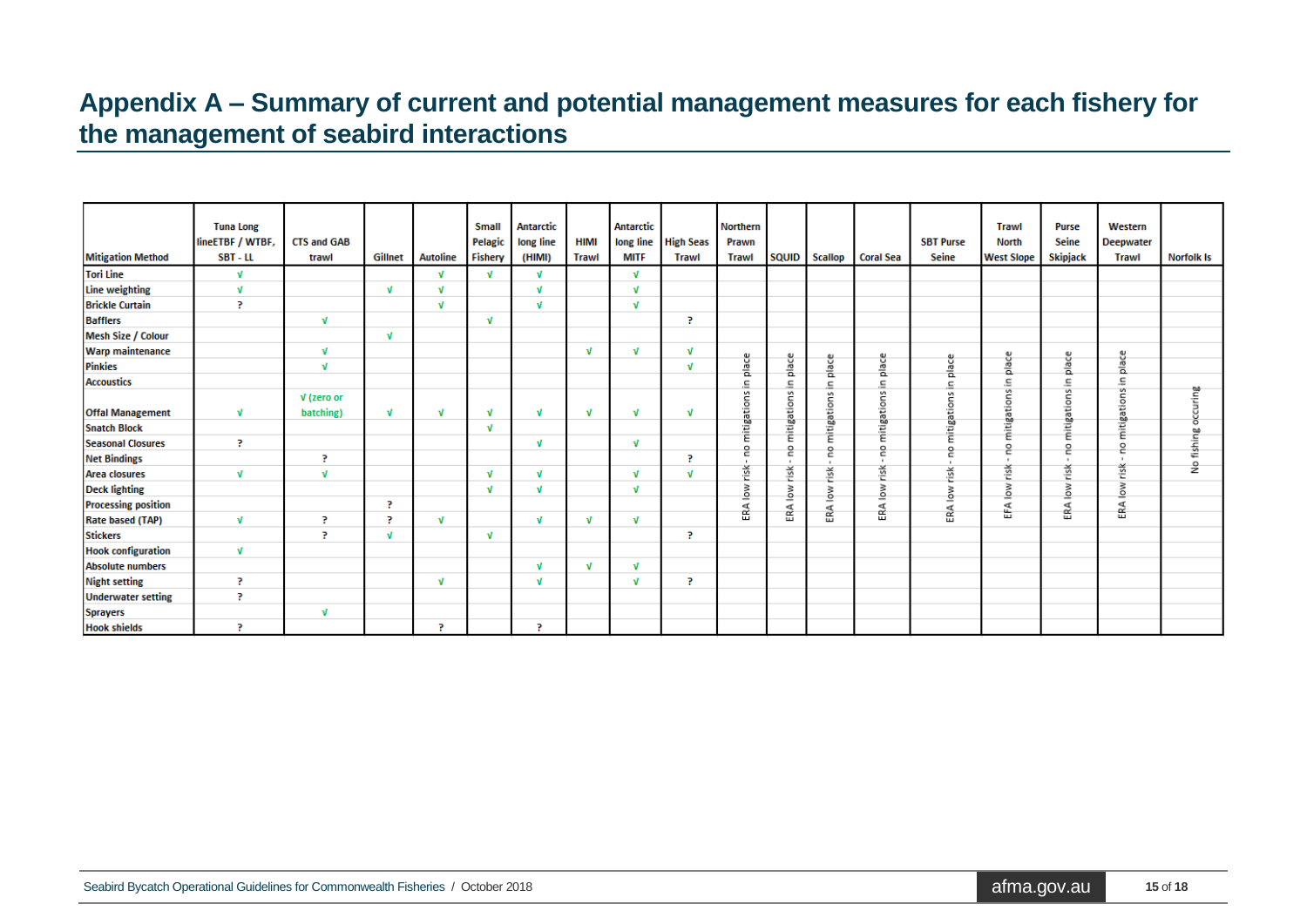# Appendix A – Summary of current and potential management measures for each fishery for the management of seabird interactions

The columns from Northern Prawn Trawl to Western Deepwater Trawl, and the Norfolk Is column, contain no individual entries. Their status is stated once for each whole column, and this is shown in the first row below.

| Mitigation Method | Tuna Long lineETBF / WTBF, SBT - LL | CTS and GAB trawl | Gillnet | Autoline | Small Pelagic Fishery | Antarctic long line (HIMI) | HIMI Trawl | Antarctic long line MITF | High Seas Trawl | Northern Prawn Trawl | SQUID | Scallop | Coral Sea | SBT Purse Seine | Trawl North West Slope | Purse Seine Skipjack | Western Deepwater Trawl | Norfolk Is |
|---|---|---|---|---|---|---|---|---|---|---|---|---|---|---|---|---|---|---|
| *(whole-column status)* | | | | | | | | | | ERA low risk - no mitigations in place | ERA low risk - no mitigations in place | ERA low risk - no mitigations in place | ERA low risk - no mitigations in place | ERA low risk - no mitigations in place | EFA low risk - no mitigations in place | ERA low risk - no mitigations in place | ERA low risk - no mitigations in place | No fishing occurring |
| Tori Line | √ | | | √ | √ | √ | | √ | | | | | | | | | | |
| Line weighting | √ | | √ | √ | | √ | | √ | | | | | | | | | | |
| Brickle Curtain | ? | | | √ | | √ | | √ | | | | | | | | | | |
| Bafflers | | √ | | | √ | | | | ? | | | | | | | | | |
| Mesh Size / Colour | | | √ | | | | | | | | | | | | | | | |
| Warp maintenance | | √ | | | | | √ | √ | √ | | | | | | | | | |
| Pinkies | | √ | | | | | | | √ | | | | | | | | | |
| Accoustics | | | | | | | | | | | | | | | | | | |
| Offal Management | √ | √ (zero or batching) | √ | √ | √ | √ | √ | √ | √ | | | | | | | | | |
| Snatch Block | | | | | √ | | | | | | | | | | | | | |
| Seasonal Closures | ? | | | | | √ | | √ | | | | | | | | | | |
| Net Bindings | | ? | | | | | | | ? | | | | | | | | | |
| Area closures | √ | √ | | | √ | √ | | √ | √ | | | | | | | | | |
| Deck lighting | | | | | √ | √ | | √ | | | | | | | | | | |
| Processing position | | | ? | | | | | | | | | | | | | | | |
| Rate based (TAP) | √ | ? | ? | √ | | √ | √ | √ | | | | | | | | | | |
| Stickers | | ? | √ | | √ | | | | ? | | | | | | | | | |
| Hook configuration | √ | | | | | | | | | | | | | | | | | |
| Absolute numbers | | | | | | √ | √ | √ | | | | | | | | | | |
| Night setting | ? | | | √ | | √ | | √ | ? | | | | | | | | | |
| Underwater setting | ? | | | | | | | | | | | | | | | | | |
| Sprayers | | √ | | | | | | | | | | | | | | | | |
| Hook shields | ? | | | ? | | ? | | | | | | | | | | | | |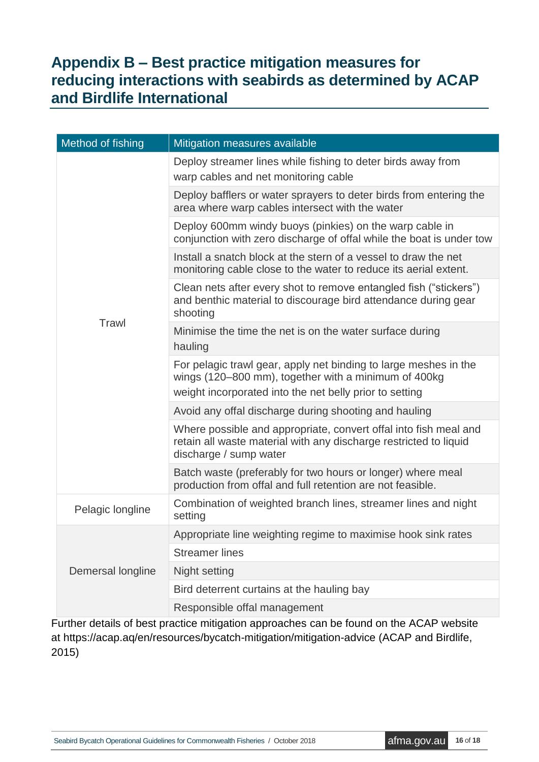## Appendix B – Best practice mitigation measures for reducing interactions with seabirds as determined by ACAP and Birdlife International

| Method of fishing | Mitigation measures available |
|---|---|
| Trawl | Deploy streamer lines while fishing to deter birds away from warp cables and net monitoring cable |
| | Deploy bafflers or water sprayers to deter birds from entering the area where warp cables intersect with the water |
| | Deploy 600mm windy buoys (pinkies) on the warp cable in conjunction with zero discharge of offal while the boat is under tow |
| | Install a snatch block at the stern of a vessel to draw the net monitoring cable close to the water to reduce its aerial extent. |
| | Clean nets after every shot to remove entangled fish ("stickers") and benthic material to discourage bird attendance during gear shooting |
| | Minimise the time the net is on the water surface during hauling |
| | For pelagic trawl gear, apply net binding to large meshes in the wings (120–800 mm), together with a minimum of 400kg weight incorporated into the net belly prior to setting |
| | Avoid any offal discharge during shooting and hauling |
| | Where possible and appropriate, convert offal into fish meal and retain all waste material with any discharge restricted to liquid discharge / sump water |
| | Batch waste (preferably for two hours or longer) where meal production from offal and full retention are not feasible. |
| Pelagic longline | Combination of weighted branch lines, streamer lines and night setting |
| Demersal longline | Appropriate line weighting regime to maximise hook sink rates |
| | Streamer lines |
| | Night setting |
| | Bird deterrent curtains at the hauling bay |
| | Responsible offal management |

Further details of best practice mitigation approaches can be found on the ACAP website at https://acap.aq/en/resources/bycatch-mitigation/mitigation-advice (ACAP and Birdlife, 2015)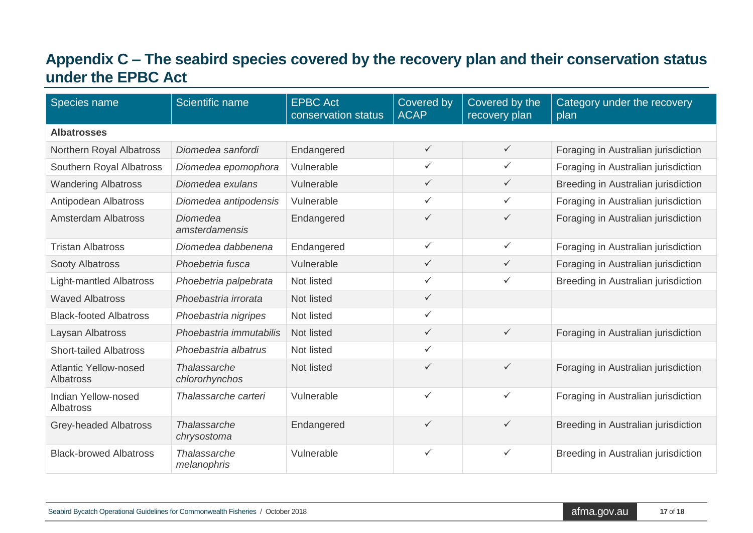## Appendix C – The seabird species covered by the recovery plan and their conservation status under the EPBC Act

| Species name | Scientific name | EPBC Act conservation status | Covered by ACAP | Covered by the recovery plan | Category under the recovery plan |
|---|---|---|---|---|---|
| **Albatrosses** | | | | | |
| Northern Royal Albatross | *Diomedea sanfordi* | Endangered | ✓ | ✓ | Foraging in Australian jurisdiction |
| Southern Royal Albatross | *Diomedea epomophora* | Vulnerable | ✓ | ✓ | Foraging in Australian jurisdiction |
| Wandering Albatross | *Diomedea exulans* | Vulnerable | ✓ | ✓ | Breeding in Australian jurisdiction |
| Antipodean Albatross | *Diomedea antipodensis* | Vulnerable | ✓ | ✓ | Foraging in Australian jurisdiction |
| Amsterdam Albatross | *Diomedea amsterdamensis* | Endangered | ✓ | ✓ | Foraging in Australian jurisdiction |
| Tristan Albatross | *Diomedea dabbenena* | Endangered | ✓ | ✓ | Foraging in Australian jurisdiction |
| Sooty Albatross | *Phoebetria fusca* | Vulnerable | ✓ | ✓ | Foraging in Australian jurisdiction |
| Light-mantled Albatross | *Phoebetria palpebrata* | Not listed | ✓ | ✓ | Breeding in Australian jurisdiction |
| Waved Albatross | *Phoebastria irrorata* | Not listed | ✓ | | |
| Black-footed Albatross | *Phoebastria nigripes* | Not listed | ✓ | | |
| Laysan Albatross | *Phoebastria immutabilis* | Not listed | ✓ | ✓ | Foraging in Australian jurisdiction |
| Short-tailed Albatross | *Phoebastria albatrus* | Not listed | ✓ | | |
| Atlantic Yellow-nosed Albatross | *Thalassarche chlororhynchos* | Not listed | ✓ | ✓ | Foraging in Australian jurisdiction |
| Indian Yellow-nosed Albatross | *Thalassarche carteri* | Vulnerable | ✓ | ✓ | Foraging in Australian jurisdiction |
| Grey-headed Albatross | *Thalassarche chrysostoma* | Endangered | ✓ | ✓ | Breeding in Australian jurisdiction |
| Black-browed Albatross | *Thalassarche melanophris* | Vulnerable | ✓ | ✓ | Breeding in Australian jurisdiction |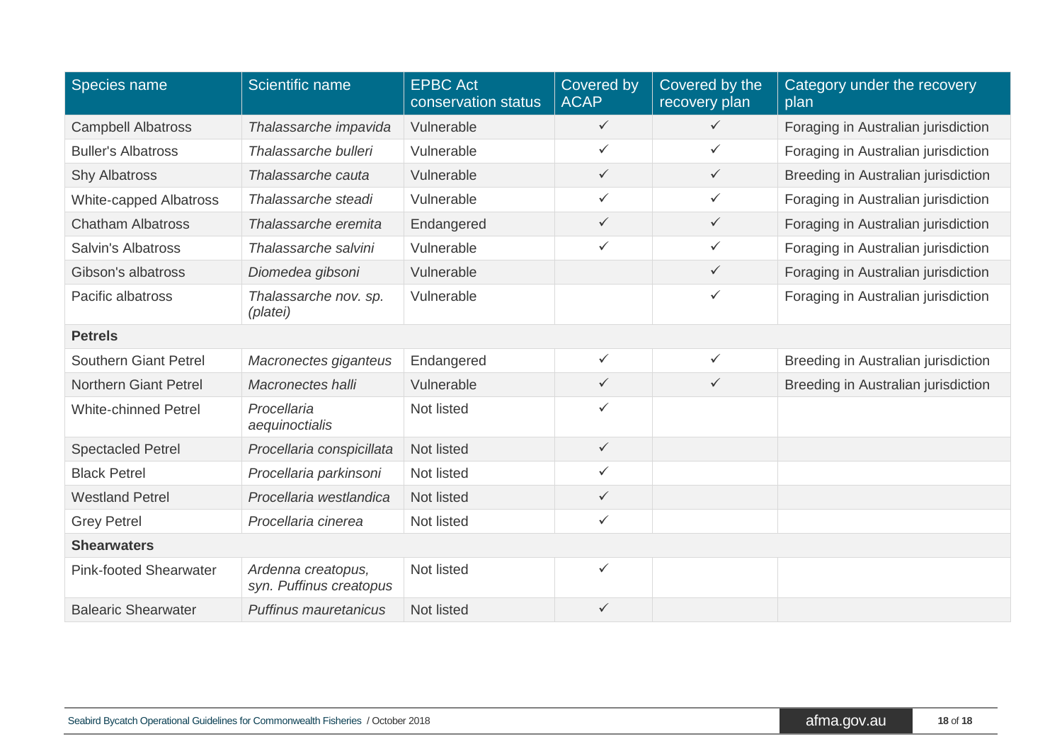| Species name | Scientific name | EPBC Act conservation status | Covered by ACAP | Covered by the recovery plan | Category under the recovery plan |
|---|---|---|---|---|---|
| Campbell Albatross | *Thalassarche impavida* | Vulnerable | ✓ | ✓ | Foraging in Australian jurisdiction |
| Buller's Albatross | *Thalassarche bulleri* | Vulnerable | ✓ | ✓ | Foraging in Australian jurisdiction |
| Shy Albatross | *Thalassarche cauta* | Vulnerable | ✓ | ✓ | Breeding in Australian jurisdiction |
| White-capped Albatross | *Thalassarche steadi* | Vulnerable | ✓ | ✓ | Foraging in Australian jurisdiction |
| Chatham Albatross | *Thalassarche eremita* | Endangered | ✓ | ✓ | Foraging in Australian jurisdiction |
| Salvin's Albatross | *Thalassarche salvini* | Vulnerable | ✓ | ✓ | Foraging in Australian jurisdiction |
| Gibson's albatross | *Diomedea gibsoni* | Vulnerable | | ✓ | Foraging in Australian jurisdiction |
| Pacific albatross | *Thalassarche nov. sp. (platei)* | Vulnerable | | ✓ | Foraging in Australian jurisdiction |
| **Petrels** | | | | | |
| Southern Giant Petrel | *Macronectes giganteus* | Endangered | ✓ | ✓ | Breeding in Australian jurisdiction |
| Northern Giant Petrel | *Macronectes halli* | Vulnerable | ✓ | ✓ | Breeding in Australian jurisdiction |
| White-chinned Petrel | *Procellaria aequinoctialis* | Not listed | ✓ | | |
| Spectacled Petrel | *Procellaria conspicillata* | Not listed | ✓ | | |
| Black Petrel | *Procellaria parkinsoni* | Not listed | ✓ | | |
| Westland Petrel | *Procellaria westlandica* | Not listed | ✓ | | |
| Grey Petrel | *Procellaria cinerea* | Not listed | ✓ | | |
| **Shearwaters** | | | | | |
| Pink-footed Shearwater | *Ardenna creatopus, syn. Puffinus creatopus* | Not listed | ✓ | | |
| Balearic Shearwater | *Puffinus mauretanicus* | Not listed | ✓ | | |